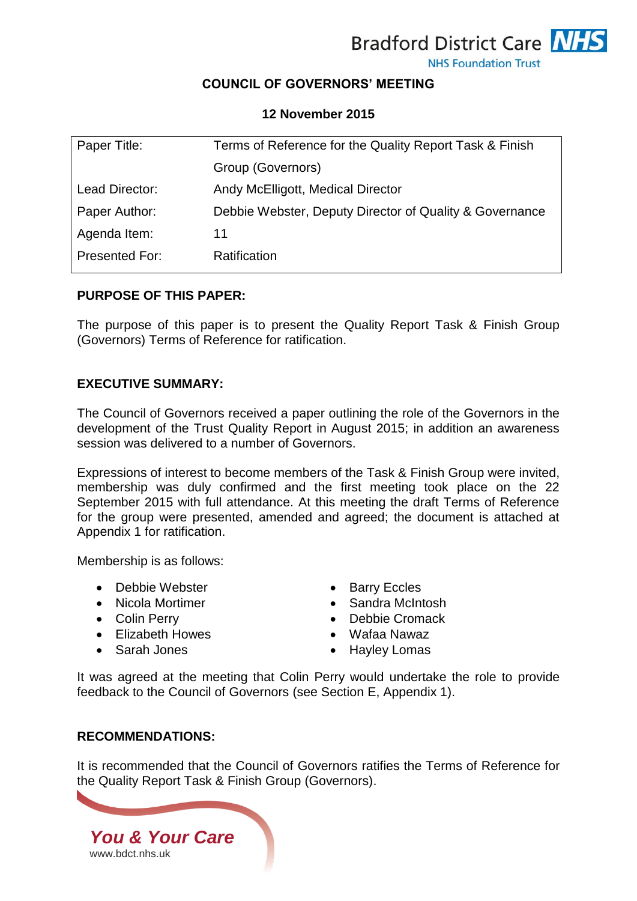Bradford District Care NHS Foundation Trust

# COUNCIL OF GOVERNORS' MEETING

**12 November 2015**

| | |
|---|---|
| Paper Title: | Terms of Reference for the Quality Report Task & Finish Group (Governors) |
| Lead Director: | Andy McElligott, Medical Director |
| Paper Author: | Debbie Webster, Deputy Director of Quality & Governance |
| Agenda Item: | 11 |
| Presented For: | Ratification |

## PURPOSE OF THIS PAPER:

The purpose of this paper is to present the Quality Report Task & Finish Group (Governors) Terms of Reference for ratification.

## EXECUTIVE SUMMARY:

The Council of Governors received a paper outlining the role of the Governors in the development of the Trust Quality Report in August 2015; in addition an awareness session was delivered to a number of Governors.

Expressions of interest to become members of the Task & Finish Group were invited, membership was duly confirmed and the first meeting took place on the 22 September 2015 with full attendance. At this meeting the draft Terms of Reference for the group were presented, amended and agreed; the document is attached at Appendix 1 for ratification.

Membership is as follows:

- Debbie Webster
- Nicola Mortimer
- Colin Perry
- Elizabeth Howes
- Sarah Jones
- Barry Eccles
- Sandra McIntosh
- Debbie Cromack
- Wafaa Nawaz
- Hayley Lomas

It was agreed at the meeting that Colin Perry would undertake the role to provide feedback to the Council of Governors (see Section E, Appendix 1).

## RECOMMENDATIONS:

It is recommended that the Council of Governors ratifies the Terms of Reference for the Quality Report Task & Finish Group (Governors).

*You & Your Care*
www.bdct.nhs.uk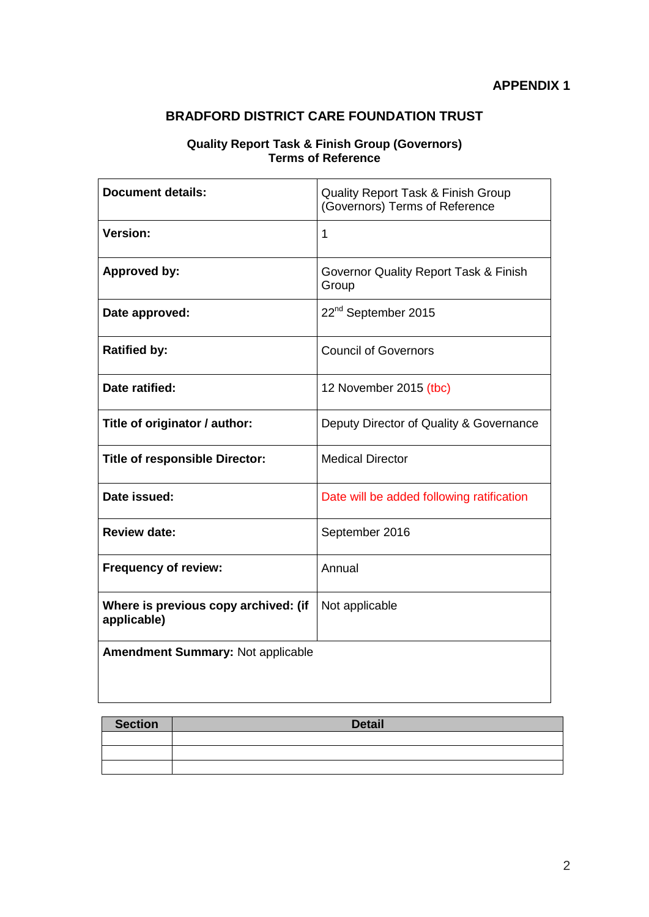**APPENDIX 1**

## BRADFORD DISTRICT CARE FOUNDATION TRUST

**Quality Report Task & Finish Group (Governors)**
**Terms of Reference**

| | |
|---|---|
| **Document details:** | Quality Report Task & Finish Group (Governors) Terms of Reference |
| **Version:** | 1 |
| **Approved by:** | Governor Quality Report Task & Finish Group |
| **Date approved:** | 22nd September 2015 |
| **Ratified by:** | Council of Governors |
| **Date ratified:** | 12 November 2015 (tbc) |
| **Title of originator / author:** | Deputy Director of Quality & Governance |
| **Title of responsible Director:** | Medical Director |
| **Date issued:** | Date will be added following ratification |
| **Review date:** | September 2016 |
| **Frequency of review:** | Annual |
| **Where is previous copy archived: (if applicable)** | Not applicable |
| **Amendment Summary:** Not applicable | |

| Section | Detail |
|---|---|
| | |
| | |
| | |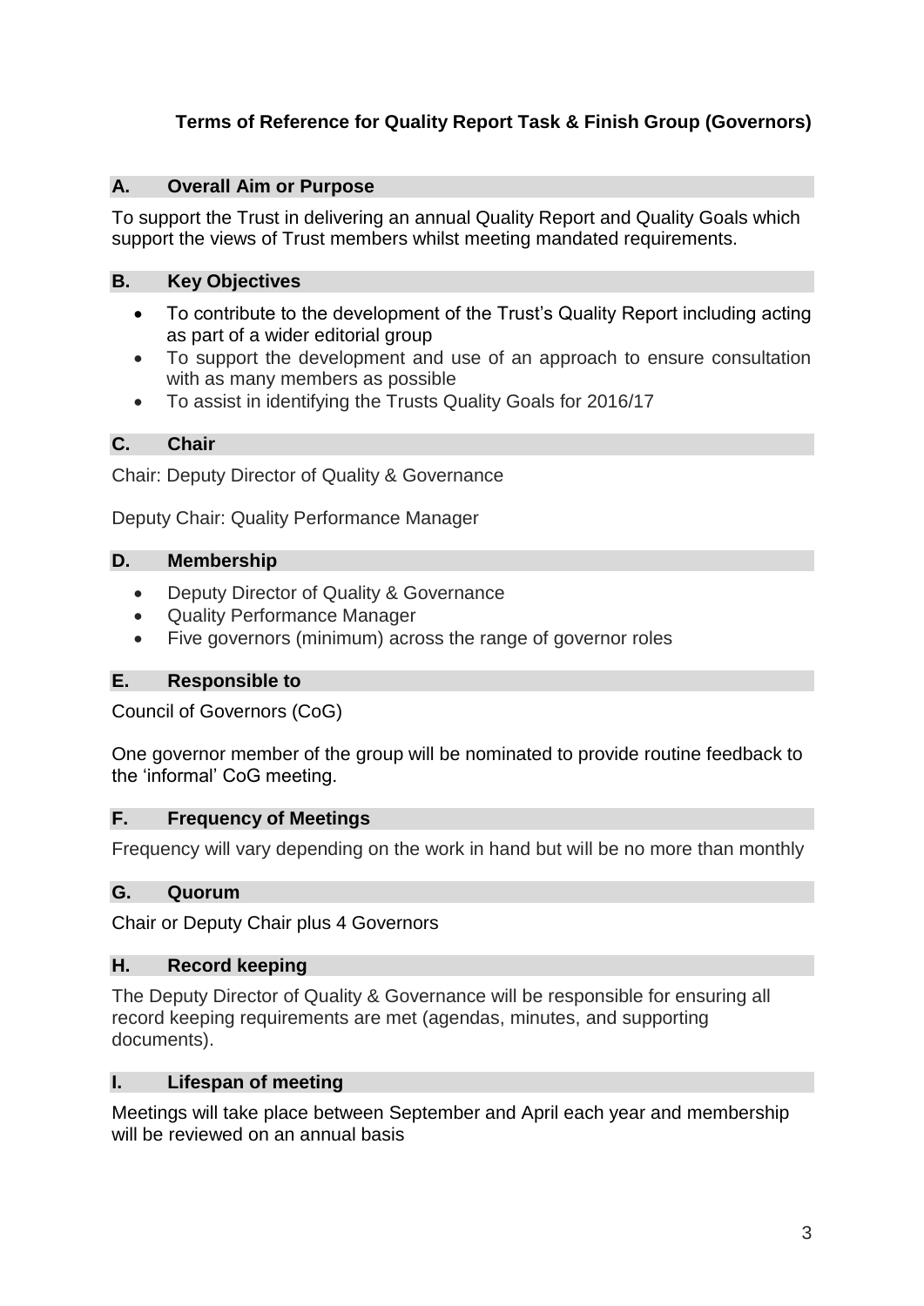# Terms of Reference for Quality Report Task & Finish Group (Governors)

## A. Overall Aim or Purpose

To support the Trust in delivering an annual Quality Report and Quality Goals which support the views of Trust members whilst meeting mandated requirements.

## B. Key Objectives

- To contribute to the development of the Trust's Quality Report including acting as part of a wider editorial group
- To support the development and use of an approach to ensure consultation with as many members as possible
- To assist in identifying the Trusts Quality Goals for 2016/17

## C. Chair

Chair: Deputy Director of Quality & Governance

Deputy Chair: Quality Performance Manager

## D. Membership

- Deputy Director of Quality & Governance
- Quality Performance Manager
- Five governors (minimum) across the range of governor roles

## E. Responsible to

Council of Governors (CoG)

One governor member of the group will be nominated to provide routine feedback to the 'informal' CoG meeting.

## F. Frequency of Meetings

Frequency will vary depending on the work in hand but will be no more than monthly

## G. Quorum

Chair or Deputy Chair plus 4 Governors

## H. Record keeping

The Deputy Director of Quality & Governance will be responsible for ensuring all record keeping requirements are met (agendas, minutes, and supporting documents).

## I. Lifespan of meeting

Meetings will take place between September and April each year and membership will be reviewed on an annual basis